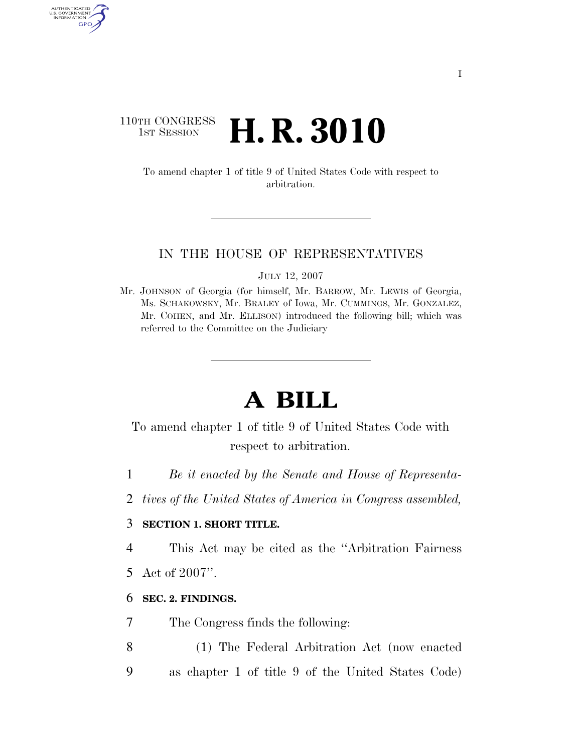110TH CONGRESS
1ST SESSION

# H. R. 3010

To amend chapter 1 of title 9 of United States Code with respect to arbitration.

IN THE HOUSE OF REPRESENTATIVES

JULY 12, 2007

Mr. JOHNSON of Georgia (for himself, Mr. BARROW, Mr. LEWIS of Georgia, Ms. SCHAKOWSKY, Mr. BRALEY of Iowa, Mr. CUMMINGS, Mr. GONZALEZ, Mr. COHEN, and Mr. ELLISON) introduced the following bill; which was referred to the Committee on the Judiciary

# A BILL

To amend chapter 1 of title 9 of United States Code with respect to arbitration.

*Be it enacted by the Senate and House of Representatives of the United States of America in Congress assembled,*

**SECTION 1. SHORT TITLE.**

This Act may be cited as the ''Arbitration Fairness Act of 2007''.

**SEC. 2. FINDINGS.**

The Congress finds the following:

(1) The Federal Arbitration Act (now enacted as chapter 1 of title 9 of the United States Code)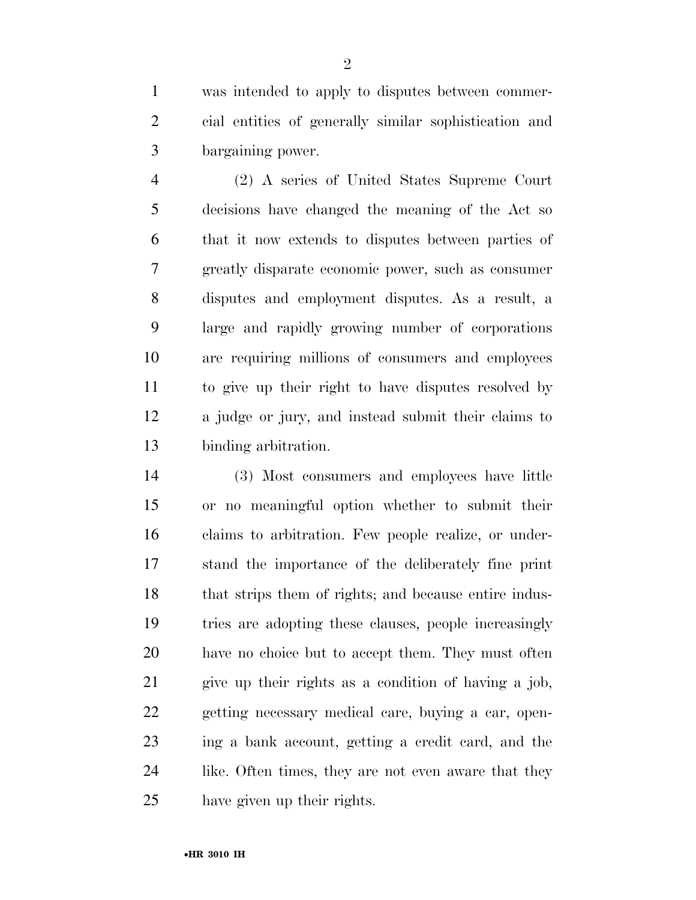was intended to apply to disputes between commercial entities of generally similar sophistication and bargaining power.

(2) A series of United States Supreme Court decisions have changed the meaning of the Act so that it now extends to disputes between parties of greatly disparate economic power, such as consumer disputes and employment disputes. As a result, a large and rapidly growing number of corporations are requiring millions of consumers and employees to give up their right to have disputes resolved by a judge or jury, and instead submit their claims to binding arbitration.

(3) Most consumers and employees have little or no meaningful option whether to submit their claims to arbitration. Few people realize, or understand the importance of the deliberately fine print that strips them of rights; and because entire industries are adopting these clauses, people increasingly have no choice but to accept them. They must often give up their rights as a condition of having a job, getting necessary medical care, buying a car, opening a bank account, getting a credit card, and the like. Often times, they are not even aware that they have given up their rights.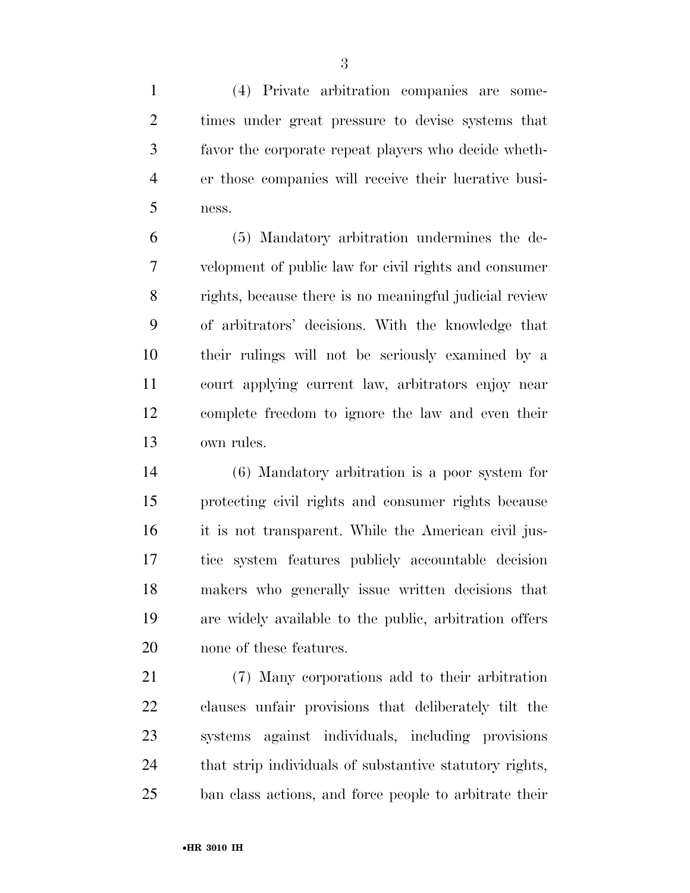(4) Private arbitration companies are sometimes under great pressure to devise systems that favor the corporate repeat players who decide whether those companies will receive their lucrative business.

(5) Mandatory arbitration undermines the development of public law for civil rights and consumer rights, because there is no meaningful judicial review of arbitrators' decisions. With the knowledge that their rulings will not be seriously examined by a court applying current law, arbitrators enjoy near complete freedom to ignore the law and even their own rules.

(6) Mandatory arbitration is a poor system for protecting civil rights and consumer rights because it is not transparent. While the American civil justice system features publicly accountable decision makers who generally issue written decisions that are widely available to the public, arbitration offers none of these features.

(7) Many corporations add to their arbitration clauses unfair provisions that deliberately tilt the systems against individuals, including provisions that strip individuals of substantive statutory rights, ban class actions, and force people to arbitrate their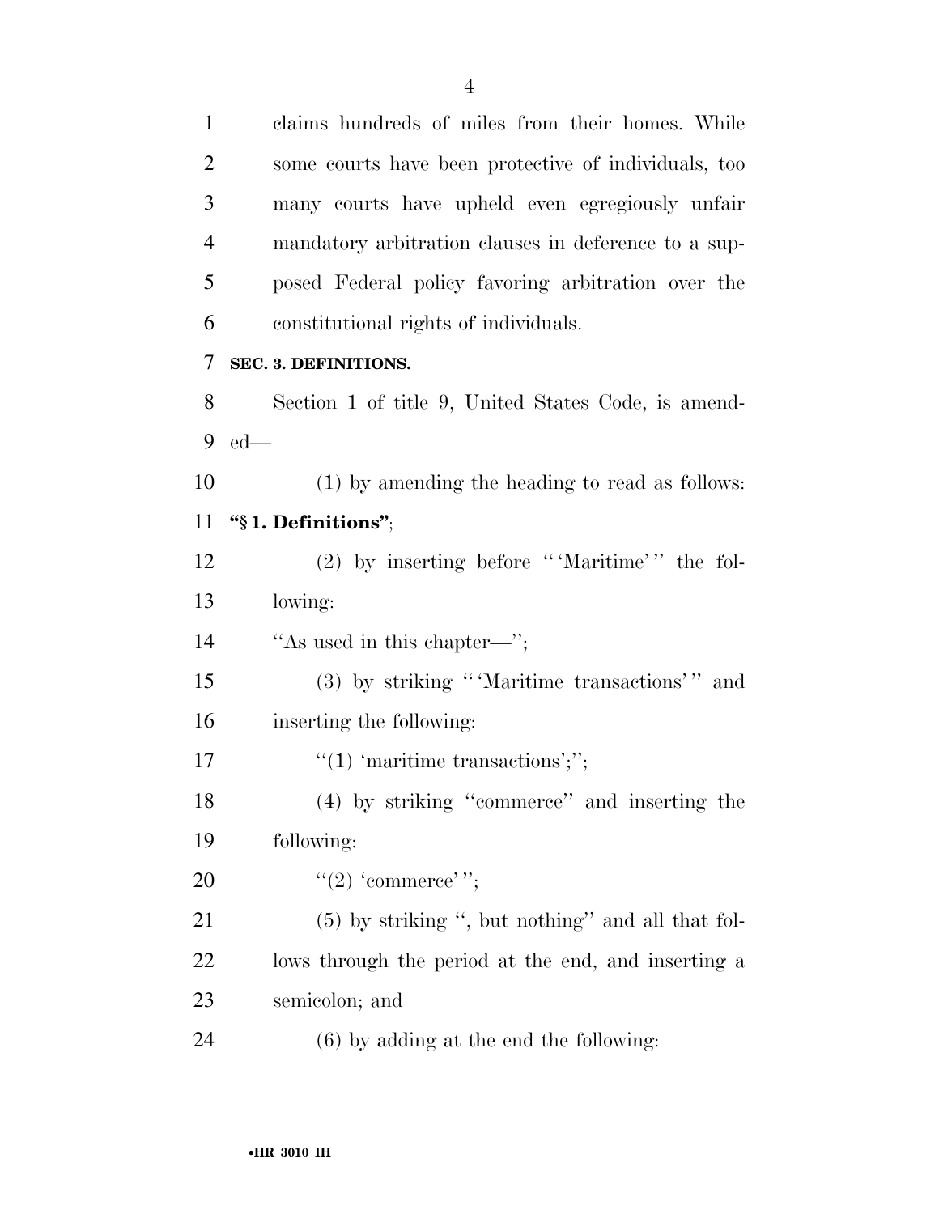claims hundreds of miles from their homes. While some courts have been protective of individuals, too many courts have upheld even egregiously unfair mandatory arbitration clauses in deference to a supposed Federal policy favoring arbitration over the constitutional rights of individuals.

**SEC. 3. DEFINITIONS.**

Section 1 of title 9, United States Code, is amended—

(1) by amending the heading to read as follows: **"§ 1. Definitions"**;

(2) by inserting before "'Maritime'" the following:

"As used in this chapter—";

(3) by striking "'Maritime transactions'" and inserting the following:

"(1) 'maritime transactions';";

(4) by striking "commerce" and inserting the following:

"(2) 'commerce'";

(5) by striking ", but nothing" and all that follows through the period at the end, and inserting a semicolon; and

(6) by adding at the end the following: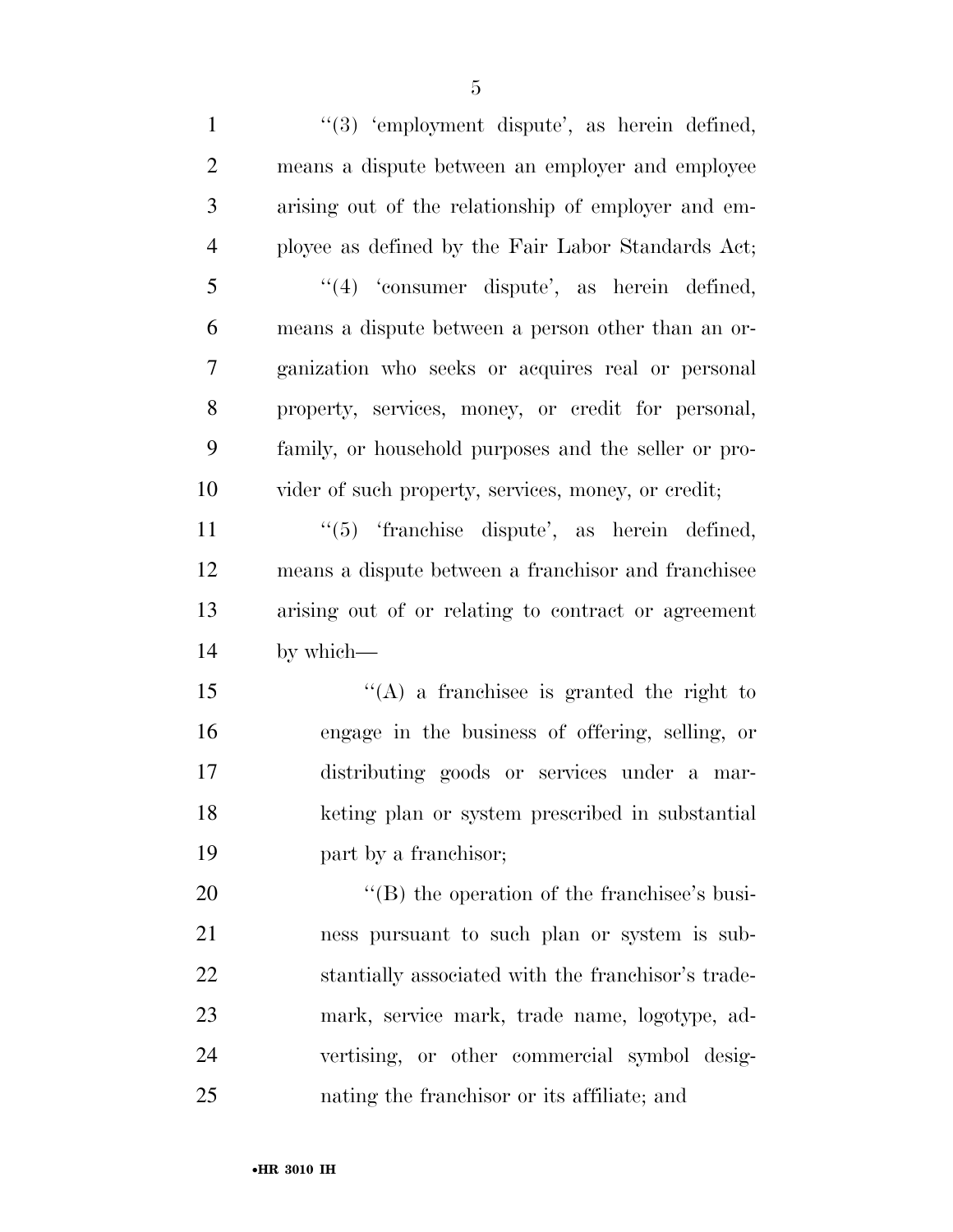''(3) 'employment dispute', as herein defined, means a dispute between an employer and employee arising out of the relationship of employer and employee as defined by the Fair Labor Standards Act;

''(4) 'consumer dispute', as herein defined, means a dispute between a person other than an organization who seeks or acquires real or personal property, services, money, or credit for personal, family, or household purposes and the seller or provider of such property, services, money, or credit;

''(5) 'franchise dispute', as herein defined, means a dispute between a franchisor and franchisee arising out of or relating to contract or agreement by which—

''(A) a franchisee is granted the right to engage in the business of offering, selling, or distributing goods or services under a marketing plan or system prescribed in substantial part by a franchisor;

''(B) the operation of the franchisee's business pursuant to such plan or system is substantially associated with the franchisor's trademark, service mark, trade name, logotype, advertising, or other commercial symbol designating the franchisor or its affiliate; and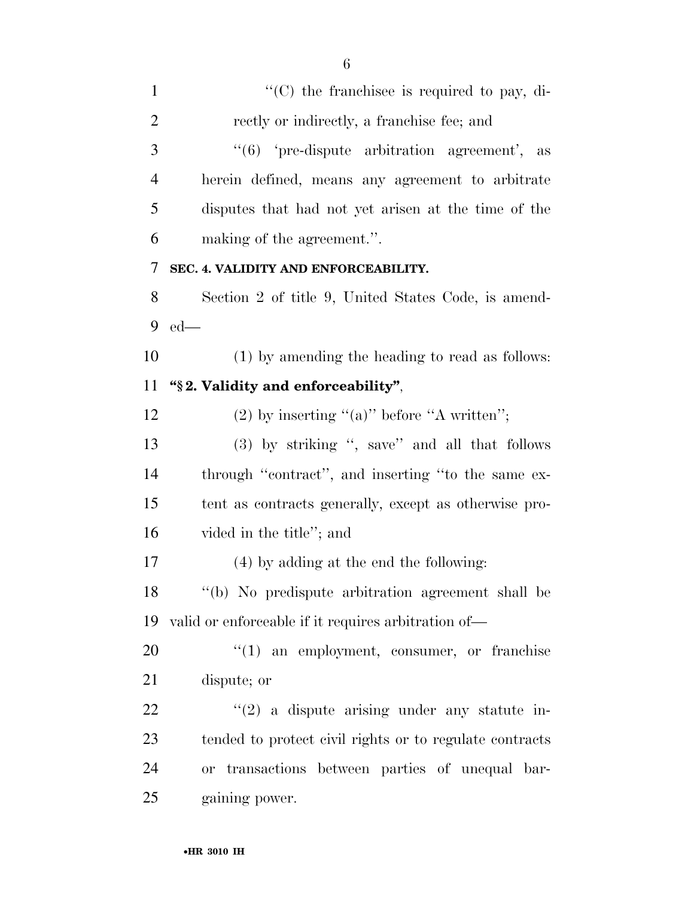"(C) the franchisee is required to pay, directly or indirectly, a franchise fee; and

"(6) 'pre-dispute arbitration agreement', as herein defined, means any agreement to arbitrate disputes that had not yet arisen at the time of the making of the agreement.".

**SEC. 4. VALIDITY AND ENFORCEABILITY.**

Section 2 of title 9, United States Code, is amended—

(1) by amending the heading to read as follows:

**"§ 2. Validity and enforceability"**,

(2) by inserting "(a)" before "A written";

(3) by striking ", save" and all that follows through "contract", and inserting "to the same extent as contracts generally, except as otherwise provided in the title"; and

(4) by adding at the end the following:

"(b) No predispute arbitration agreement shall be valid or enforceable if it requires arbitration of—

"(1) an employment, consumer, or franchise dispute; or

"(2) a dispute arising under any statute intended to protect civil rights or to regulate contracts or transactions between parties of unequal bargaining power.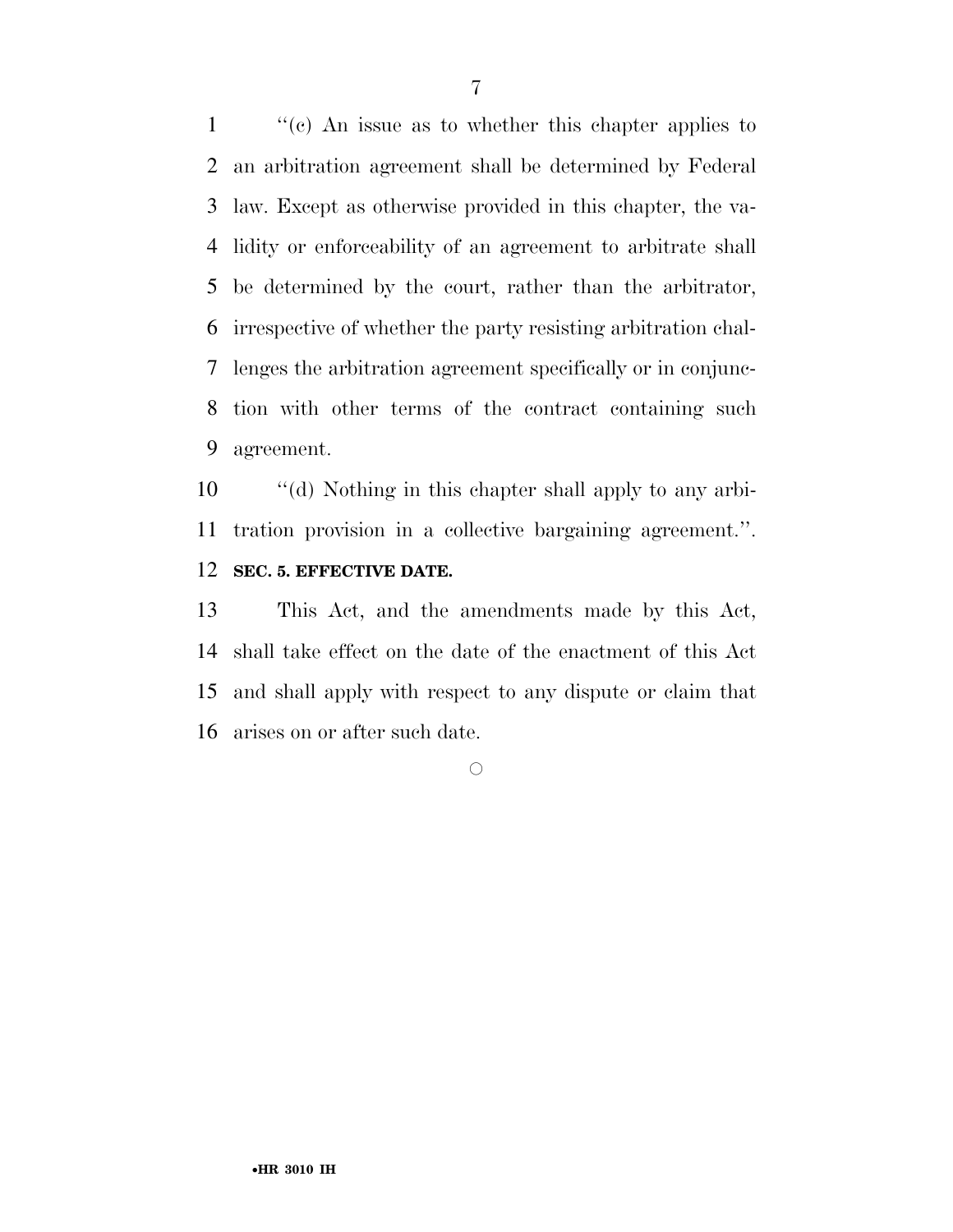"(c) An issue as to whether this chapter applies to an arbitration agreement shall be determined by Federal law. Except as otherwise provided in this chapter, the validity or enforceability of an agreement to arbitrate shall be determined by the court, rather than the arbitrator, irrespective of whether the party resisting arbitration challenges the arbitration agreement specifically or in conjunction with other terms of the contract containing such agreement.

"(d) Nothing in this chapter shall apply to any arbitration provision in a collective bargaining agreement.".

**SEC. 5. EFFECTIVE DATE.**

This Act, and the amendments made by this Act, shall take effect on the date of the enactment of this Act and shall apply with respect to any dispute or claim that arises on or after such date.

○